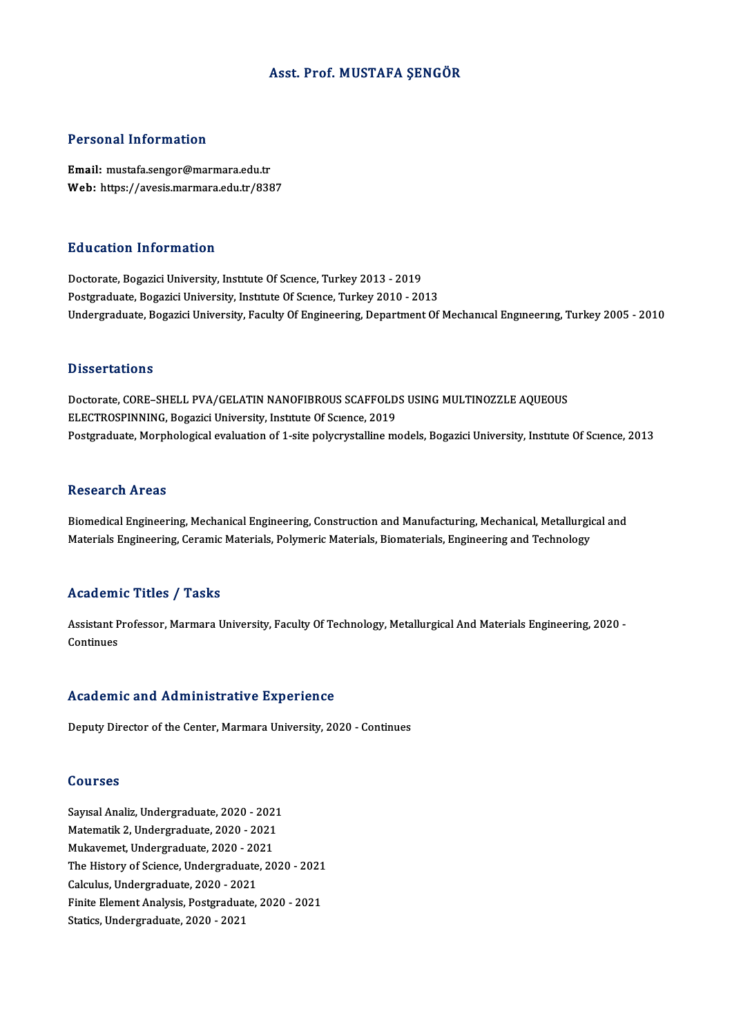# Asst. Prof. MUSTAFA ŞENGÖR

## Personal Information

**Email:** mustafa.sengor@marmara.edu.tr
**Web:** https://avesis.marmara.edu.tr/8387

## Education Information

Doctorate, Bogazici University, Institute Of Science, Turkey 2013 - 2019
Postgraduate, Bogazici University, Institute Of Science, Turkey 2010 - 2013
Undergraduate, Bogazici University, Faculty Of Engineering, Department Of Mechanical Engineering, Turkey 2005 - 2010

## Dissertations

Doctorate, CORE–SHELL PVA/GELATIN NANOFIBROUS SCAFFOLDS USING MULTINOZZLE AQUEOUS ELECTROSPINNING, Bogazici University, Institute Of Science, 2019
Postgraduate, Morphological evaluation of 1-site polycrystalline models, Bogazici University, Institute Of Science, 2013

## Research Areas

Biomedical Engineering, Mechanical Engineering, Construction and Manufacturing, Mechanical, Metallurgical and Materials Engineering, Ceramic Materials, Polymeric Materials, Biomaterials, Engineering and Technology

## Academic Titles / Tasks

Assistant Professor, Marmara University, Faculty Of Technology, Metallurgical And Materials Engineering, 2020 - Continues

## Academic and Administrative Experience

Deputy Director of the Center, Marmara University, 2020 - Continues

## Courses

Sayısal Analiz, Undergraduate, 2020 - 2021
Matematik 2, Undergraduate, 2020 - 2021
Mukavemet, Undergraduate, 2020 - 2021
The History of Science, Undergraduate, 2020 - 2021
Calculus, Undergraduate, 2020 - 2021
Finite Element Analysis, Postgraduate, 2020 - 2021
Statics, Undergraduate, 2020 - 2021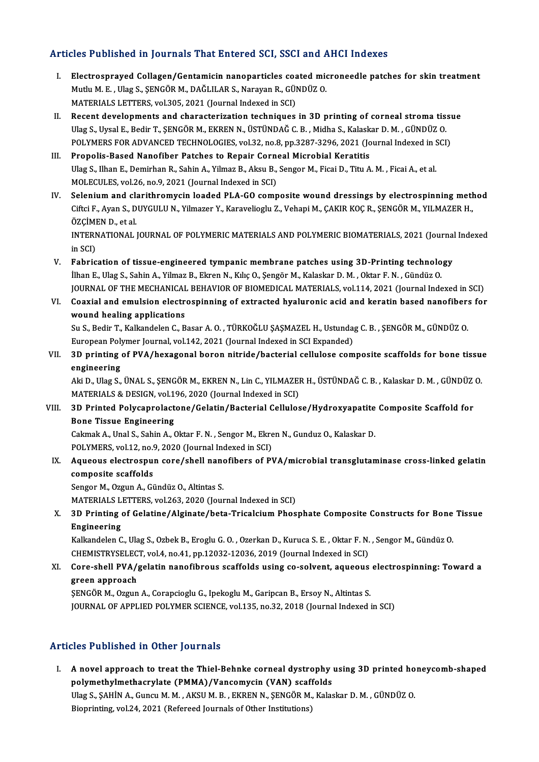## Articles Published in Journals That Entered SCI, SSCI and AHCI Indexes

I. **Electrosprayed Collagen/Gentamicin nanoparticles coated microneedle patches for skin treatment**
   Mutlu M. E. , Ulag S., ŞENGÖR M., DAĞLILAR S., Narayan R., GÜNDÜZ O.
   MATERIALS LETTERS, vol.305, 2021 (Journal Indexed in SCI)

II. **Recent developments and characterization techniques in 3D printing of corneal stroma tissue**
   Ulag S., Uysal E., Bedir T., ŞENGÖR M., EKREN N., ÜSTÜNDAĞ C. B. , Midha S., Kalaskar D. M. , GÜNDÜZ O.
   POLYMERS FOR ADVANCED TECHNOLOGIES, vol.32, no.8, pp.3287-3296, 2021 (Journal Indexed in SCI)

III. **Propolis-Based Nanofiber Patches to Repair Corneal Microbial Keratitis**
   Ulag S., Ilhan E., Demirhan R., Sahin A., Yilmaz B., Aksu B., Sengor M., Ficai D., Titu A. M. , Ficai A., et al.
   MOLECULES, vol.26, no.9, 2021 (Journal Indexed in SCI)

IV. **Selenium and clarithromycin loaded PLA-GO composite wound dressings by electrospinning method**
   Ciftci F., Ayan S., DUYGULU N., Yilmazer Y., Karavelioglu Z., Vehapi M., ÇAKIR KOÇ R., ŞENGÖR M., YILMAZER H., ÖZÇİMEN D., et al.
   INTERNATIONAL JOURNAL OF POLYMERIC MATERIALS AND POLYMERIC BIOMATERIALS, 2021 (Journal Indexed in SCI)

V. **Fabrication of tissue-engineered tympanic membrane patches using 3D-Printing technology**
   İlhan E., Ulag S., Sahin A., Yilmaz B., Ekren N., Kılıç O., Şengör M., Kalaskar D. M. , Oktar F. N. , Gündüz O.
   JOURNAL OF THE MECHANICAL BEHAVIOR OF BIOMEDICAL MATERIALS, vol.114, 2021 (Journal Indexed in SCI)

VI. **Coaxial and emulsion electrospinning of extracted hyaluronic acid and keratin based nanofibers for wound healing applications**
   Su S., Bedir T., Kalkandelen C., Basar A. O. , TÜRKOĞLU ŞAŞMAZEL H., Ustundag C. B. , ŞENGÖR M., GÜNDÜZ O.
   European Polymer Journal, vol.142, 2021 (Journal Indexed in SCI Expanded)

VII. **3D printing of PVA/hexagonal boron nitride/bacterial cellulose composite scaffolds for bone tissue engineering**
   Aki D., Ulag S., ÜNAL S., ŞENGÖR M., EKREN N., Lin C., YILMAZER H., ÜSTÜNDAĞ C. B. , Kalaskar D. M. , GÜNDÜZ O.
   MATERIALS & DESIGN, vol.196, 2020 (Journal Indexed in SCI)

VIII. **3D Printed Polycaprolactone/Gelatin/Bacterial Cellulose/Hydroxyapatite Composite Scaffold for Bone Tissue Engineering**
   Cakmak A., Unal S., Sahin A., Oktar F. N. , Sengor M., Ekren N., Gunduz O., Kalaskar D.
   POLYMERS, vol.12, no.9, 2020 (Journal Indexed in SCI)

IX. **Aqueous electrospun core/shell nanofibers of PVA/microbial transglutaminase cross-linked gelatin composite scaffolds**
   Sengor M., Ozgun A., Gündüz O., Altintas S.
   MATERIALS LETTERS, vol.263, 2020 (Journal Indexed in SCI)

X. **3D Printing of Gelatine/Alginate/beta-Tricalcium Phosphate Composite Constructs for Bone Tissue Engineering**
   Kalkandelen C., Ulag S., Ozbek B., Eroglu G. O. , Ozerkan D., Kuruca S. E. , Oktar F. N. , Sengor M., Gündüz O.
   CHEMISTRYSELECT, vol.4, no.41, pp.12032-12036, 2019 (Journal Indexed in SCI)

XI. **Core-shell PVA/gelatin nanofibrous scaffolds using co-solvent, aqueous electrospinning: Toward a green approach**
   ŞENGÖR M., Ozgun A., Corapcioglu G., Ipekoglu M., Garipcan B., Ersoy N., Altintas S.
   JOURNAL OF APPLIED POLYMER SCIENCE, vol.135, no.32, 2018 (Journal Indexed in SCI)

## Articles Published in Other Journals

I. **A novel approach to treat the Thiel-Behnke corneal dystrophy using 3D printed honeycomb-shaped polymethylmethacrylate (PMMA)/Vancomycin (VAN) scaffolds**
   Ulag S., ŞAHİN A., Guncu M. M. , AKSU M. B. , EKREN N., ŞENGÖR M., Kalaskar D. M. , GÜNDÜZ O.
   Bioprinting, vol.24, 2021 (Refereed Journals of Other Institutions)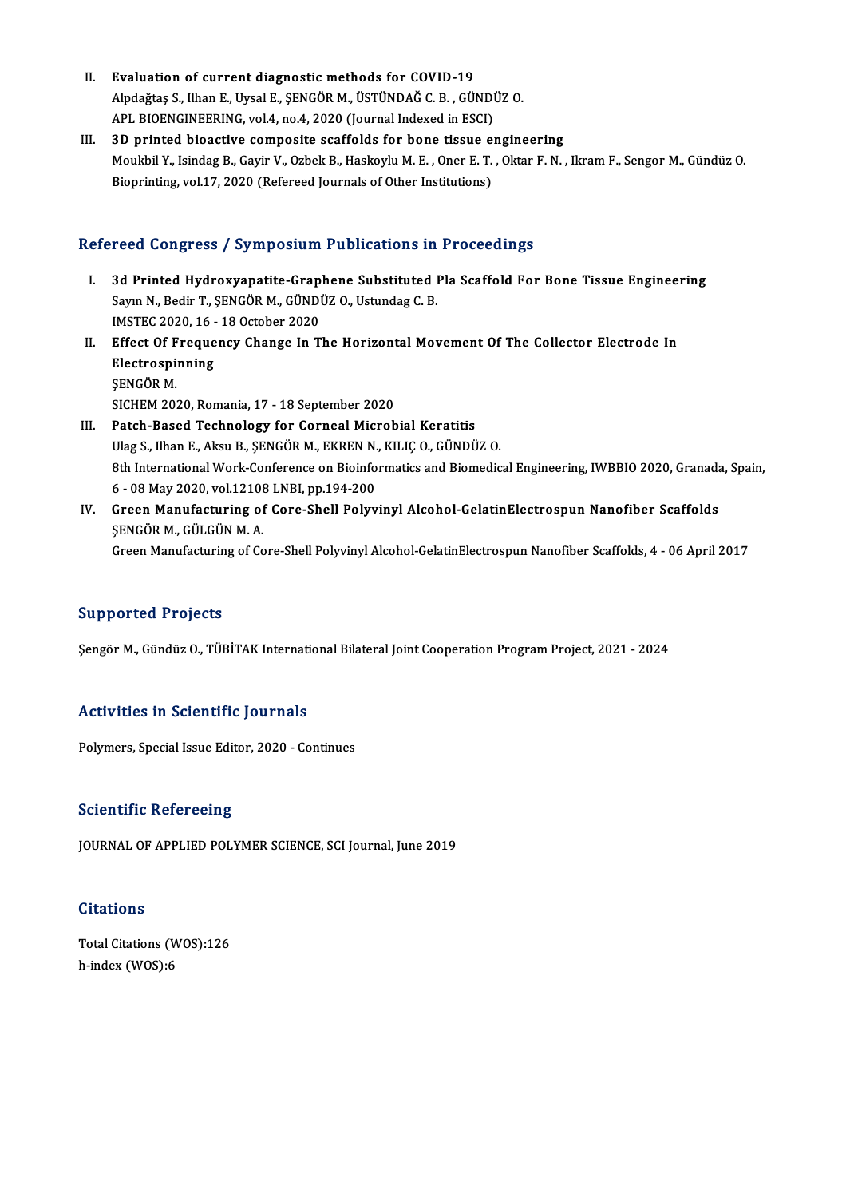II. **Evaluation of current diagnostic methods for COVID-19**
Alpdağtaş S., Ilhan E., Uysal E., ŞENGÖR M., ÜSTÜNDAĞ C. B. , GÜNDÜZ O.
APL BIOENGINEERING, vol.4, no.4, 2020 (Journal Indexed in ESCI)

III. **3D printed bioactive composite scaffolds for bone tissue engineering**
Moukbil Y., Isindag B., Gayir V., Ozbek B., Haskoylu M. E. , Oner E. T. , Oktar F. N. , Ikram F., Sengor M., Gündüz O.
Bioprinting, vol.17, 2020 (Refereed Journals of Other Institutions)

## Refereed Congress / Symposium Publications in Proceedings

I. **3d Printed Hydroxyapatite-Graphene Substituted Pla Scaffold For Bone Tissue Engineering**
Sayın N., Bedir T., ŞENGÖR M., GÜNDÜZ O., Ustundag C. B.
IMSTEC 2020, 16 - 18 October 2020

II. **Effect Of Frequency Change In The Horizontal Movement Of The Collector Electrode In Electrospinning**
ŞENGÖR M.
SICHEM 2020, Romania, 17 - 18 September 2020

III. **Patch-Based Technology for Corneal Microbial Keratitis**
Ulag S., Ilhan E., Aksu B., ŞENGÖR M., EKREN N., KILIÇ O., GÜNDÜZ O.
8th International Work-Conference on Bioinformatics and Biomedical Engineering, IWBBIO 2020, Granada, Spain, 6 - 08 May 2020, vol.12108 LNBI, pp.194-200

IV. **Green Manufacturing of Core-Shell Polyvinyl Alcohol-GelatinElectrospun Nanofiber Scaffolds**
ŞENGÖR M., GÜLGÜN M. A.
Green Manufacturing of Core-Shell Polyvinyl Alcohol-GelatinElectrospun Nanofiber Scaffolds, 4 - 06 April 2017

## Supported Projects

Şengör M., Gündüz O., TÜBİTAK International Bilateral Joint Cooperation Program Project, 2021 - 2024

## Activities in Scientific Journals

Polymers, Special Issue Editor, 2020 - Continues

## Scientific Refereeing

JOURNAL OF APPLIED POLYMER SCIENCE, SCI Journal, June 2019

## Citations

Total Citations (WOS):126
h-index (WOS):6